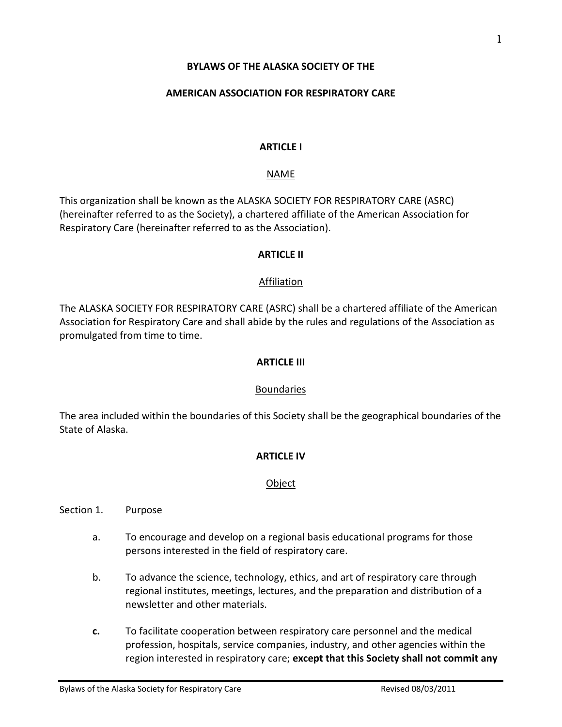# BYLAWS OF THE ALASKA SOCIETY OF THE

# AMERICAN ASSOCIATION FOR RESPIRATORY CARE

## ARTICLE I

### NAME

This organization shall be known as the ALASKA SOCIETY FOR RESPIRATORY CARE (ASRC) (hereinafter referred to as the Society), a chartered affiliate of the American Association for Respiratory Care (hereinafter referred to as the Association).

## ARTICLE II

### Affiliation

The ALASKA SOCIETY FOR RESPIRATORY CARE (ASRC) shall be a chartered affiliate of the American Association for Respiratory Care and shall abide by the rules and regulations of the Association as promulgated from time to time.

## ARTICLE III

### Boundaries

The area included within the boundaries of this Society shall be the geographical boundaries of the State of Alaska.

## ARTICLE IV

### Object

Section 1. Purpose

a. To encourage and develop on a regional basis educational programs for those persons interested in the field of respiratory care.

b. To advance the science, technology, ethics, and art of respiratory care through regional institutes, meetings, lectures, and the preparation and distribution of a newsletter and other materials.

**c.** To facilitate cooperation between respiratory care personnel and the medical profession, hospitals, service companies, industry, and other agencies within the region interested in respiratory care; **except that this Society shall not commit any**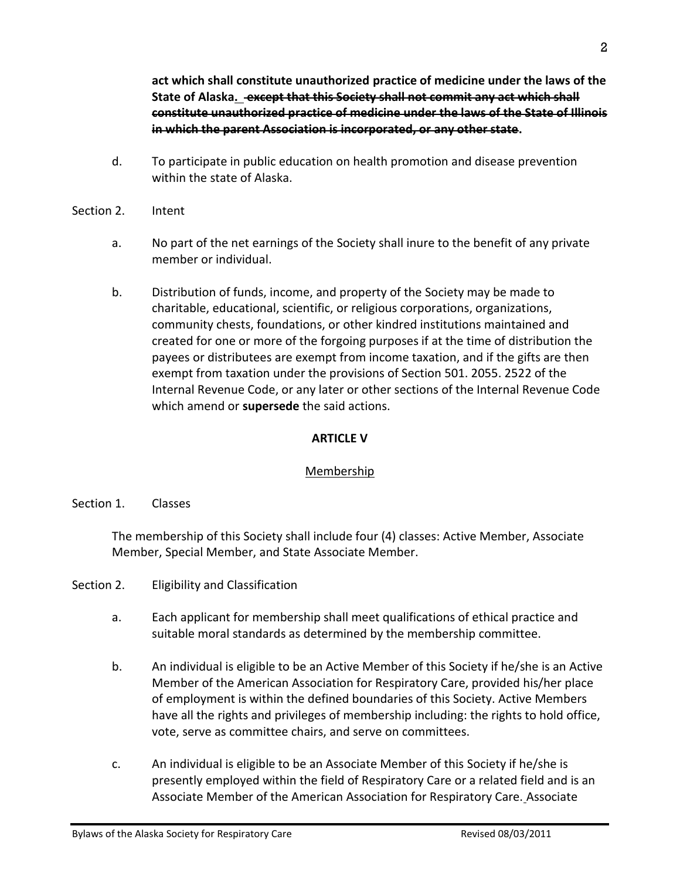**act which shall constitute unauthorized practice of medicine under the laws of the State of Alaska.** ~~**except that this Society shall not commit any act which shall constitute unauthorized practice of medicine under the laws of the State of Illinois in which the parent Association is incorporated, or any other state**~~**.**

d. To participate in public education on health promotion and disease prevention within the state of Alaska.

Section 2. Intent

a. No part of the net earnings of the Society shall inure to the benefit of any private member or individual.

b. Distribution of funds, income, and property of the Society may be made to charitable, educational, scientific, or religious corporations, organizations, community chests, foundations, or other kindred institutions maintained and created for one or more of the forgoing purposes if at the time of distribution the payees or distributees are exempt from income taxation, and if the gifts are then exempt from taxation under the provisions of Section 501. 2055. 2522 of the Internal Revenue Code, or any later or other sections of the Internal Revenue Code which amend or **supersede** the said actions.

**ARTICLE V**

Membership

Section 1. Classes

The membership of this Society shall include four (4) classes: Active Member, Associate Member, Special Member, and State Associate Member.

Section 2. Eligibility and Classification

a. Each applicant for membership shall meet qualifications of ethical practice and suitable moral standards as determined by the membership committee.

b. An individual is eligible to be an Active Member of this Society if he/she is an Active Member of the American Association for Respiratory Care, provided his/her place of employment is within the defined boundaries of this Society. Active Members have all the rights and privileges of membership including: the rights to hold office, vote, serve as committee chairs, and serve on committees.

c. An individual is eligible to be an Associate Member of this Society if he/she is presently employed within the field of Respiratory Care or a related field and is an Associate Member of the American Association for Respiratory Care. Associate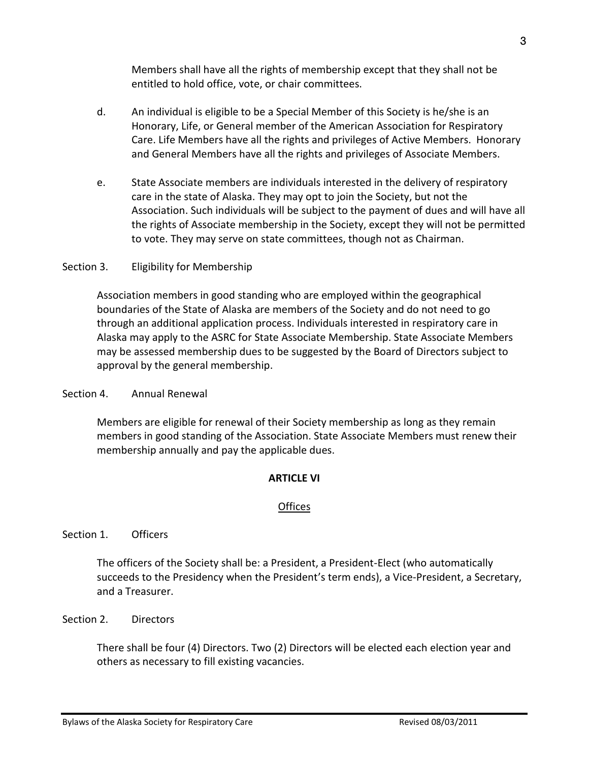Members shall have all the rights of membership except that they shall not be entitled to hold office, vote, or chair committees.

d. An individual is eligible to be a Special Member of this Society is he/she is an Honorary, Life, or General member of the American Association for Respiratory Care. Life Members have all the rights and privileges of Active Members. Honorary and General Members have all the rights and privileges of Associate Members.

e. State Associate members are individuals interested in the delivery of respiratory care in the state of Alaska. They may opt to join the Society, but not the Association. Such individuals will be subject to the payment of dues and will have all the rights of Associate membership in the Society, except they will not be permitted to vote. They may serve on state committees, though not as Chairman.

Section 3. Eligibility for Membership

Association members in good standing who are employed within the geographical boundaries of the State of Alaska are members of the Society and do not need to go through an additional application process. Individuals interested in respiratory care in Alaska may apply to the ASRC for State Associate Membership. State Associate Members may be assessed membership dues to be suggested by the Board of Directors subject to approval by the general membership.

Section 4. Annual Renewal

Members are eligible for renewal of their Society membership as long as they remain members in good standing of the Association. State Associate Members must renew their membership annually and pay the applicable dues.

## ARTICLE VI

### Offices

Section 1. Officers

The officers of the Society shall be: a President, a President-Elect (who automatically succeeds to the Presidency when the President's term ends), a Vice-President, a Secretary, and a Treasurer.

Section 2. Directors

There shall be four (4) Directors. Two (2) Directors will be elected each election year and others as necessary to fill existing vacancies.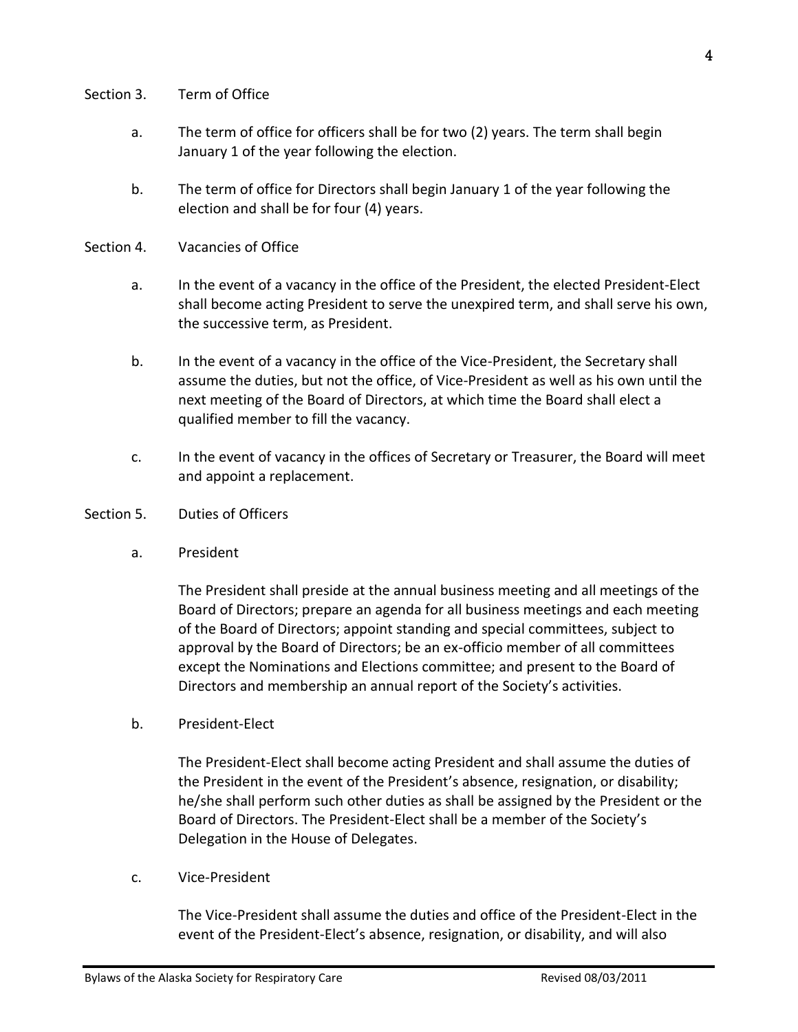Section 3. Term of Office

a. The term of office for officers shall be for two (2) years. The term shall begin January 1 of the year following the election.

b. The term of office for Directors shall begin January 1 of the year following the election and shall be for four (4) years.

Section 4. Vacancies of Office

a. In the event of a vacancy in the office of the President, the elected President-Elect shall become acting President to serve the unexpired term, and shall serve his own, the successive term, as President.

b. In the event of a vacancy in the office of the Vice-President, the Secretary shall assume the duties, but not the office, of Vice-President as well as his own until the next meeting of the Board of Directors, at which time the Board shall elect a qualified member to fill the vacancy.

c. In the event of vacancy in the offices of Secretary or Treasurer, the Board will meet and appoint a replacement.

Section 5. Duties of Officers

a. President

The President shall preside at the annual business meeting and all meetings of the Board of Directors; prepare an agenda for all business meetings and each meeting of the Board of Directors; appoint standing and special committees, subject to approval by the Board of Directors; be an ex-officio member of all committees except the Nominations and Elections committee; and present to the Board of Directors and membership an annual report of the Society's activities.

b. President-Elect

The President-Elect shall become acting President and shall assume the duties of the President in the event of the President's absence, resignation, or disability; he/she shall perform such other duties as shall be assigned by the President or the Board of Directors. The President-Elect shall be a member of the Society's Delegation in the House of Delegates.

c. Vice-President

The Vice-President shall assume the duties and office of the President-Elect in the event of the President-Elect's absence, resignation, or disability, and will also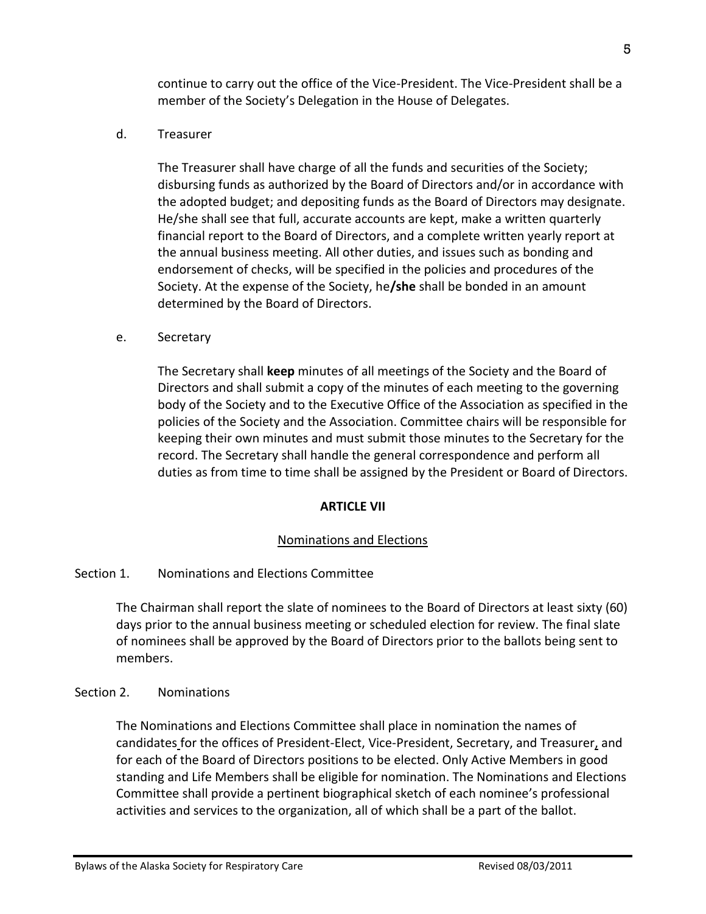continue to carry out the office of the Vice-President. The Vice-President shall be a member of the Society's Delegation in the House of Delegates.

d. Treasurer

The Treasurer shall have charge of all the funds and securities of the Society; disbursing funds as authorized by the Board of Directors and/or in accordance with the adopted budget; and depositing funds as the Board of Directors may designate. He/she shall see that full, accurate accounts are kept, make a written quarterly financial report to the Board of Directors, and a complete written yearly report at the annual business meeting. All other duties, and issues such as bonding and endorsement of checks, will be specified in the policies and procedures of the Society. At the expense of the Society, he**/she** shall be bonded in an amount determined by the Board of Directors.

e. Secretary

The Secretary shall **keep** minutes of all meetings of the Society and the Board of Directors and shall submit a copy of the minutes of each meeting to the governing body of the Society and to the Executive Office of the Association as specified in the policies of the Society and the Association. Committee chairs will be responsible for keeping their own minutes and must submit those minutes to the Secretary for the record. The Secretary shall handle the general correspondence and perform all duties as from time to time shall be assigned by the President or Board of Directors.

## ARTICLE VII

### Nominations and Elections

Section 1. Nominations and Elections Committee

The Chairman shall report the slate of nominees to the Board of Directors at least sixty (60) days prior to the annual business meeting or scheduled election for review. The final slate of nominees shall be approved by the Board of Directors prior to the ballots being sent to members.

Section 2. Nominations

The Nominations and Elections Committee shall place in nomination the names of candidates for the offices of President-Elect, Vice-President, Secretary, and Treasurer, and for each of the Board of Directors positions to be elected. Only Active Members in good standing and Life Members shall be eligible for nomination. The Nominations and Elections Committee shall provide a pertinent biographical sketch of each nominee's professional activities and services to the organization, all of which shall be a part of the ballot.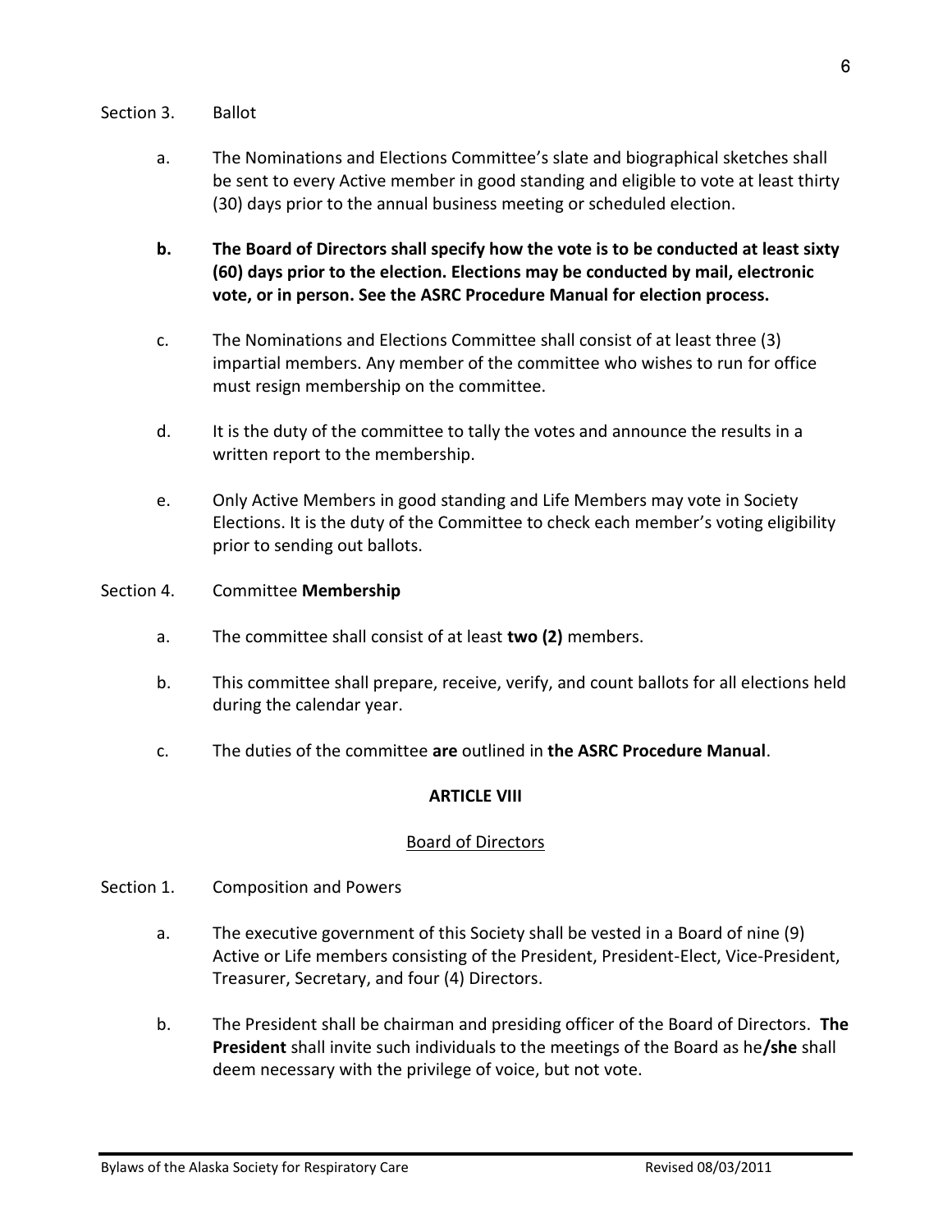Section 3. Ballot

a. The Nominations and Elections Committee's slate and biographical sketches shall be sent to every Active member in good standing and eligible to vote at least thirty (30) days prior to the annual business meeting or scheduled election.

**b. The Board of Directors shall specify how the vote is to be conducted at least sixty (60) days prior to the election. Elections may be conducted by mail, electronic vote, or in person. See the ASRC Procedure Manual for election process.**

c. The Nominations and Elections Committee shall consist of at least three (3) impartial members. Any member of the committee who wishes to run for office must resign membership on the committee.

d. It is the duty of the committee to tally the votes and announce the results in a written report to the membership.

e. Only Active Members in good standing and Life Members may vote in Society Elections. It is the duty of the Committee to check each member's voting eligibility prior to sending out ballots.

Section 4. Committee **Membership**

a. The committee shall consist of at least **two (2)** members.

b. This committee shall prepare, receive, verify, and count ballots for all elections held during the calendar year.

c. The duties of the committee **are** outlined in **the ASRC Procedure Manual**.

## ARTICLE VIII

### Board of Directors

Section 1. Composition and Powers

a. The executive government of this Society shall be vested in a Board of nine (9) Active or Life members consisting of the President, President-Elect, Vice-President, Treasurer, Secretary, and four (4) Directors.

b. The President shall be chairman and presiding officer of the Board of Directors. **The President** shall invite such individuals to the meetings of the Board as he**/she** shall deem necessary with the privilege of voice, but not vote.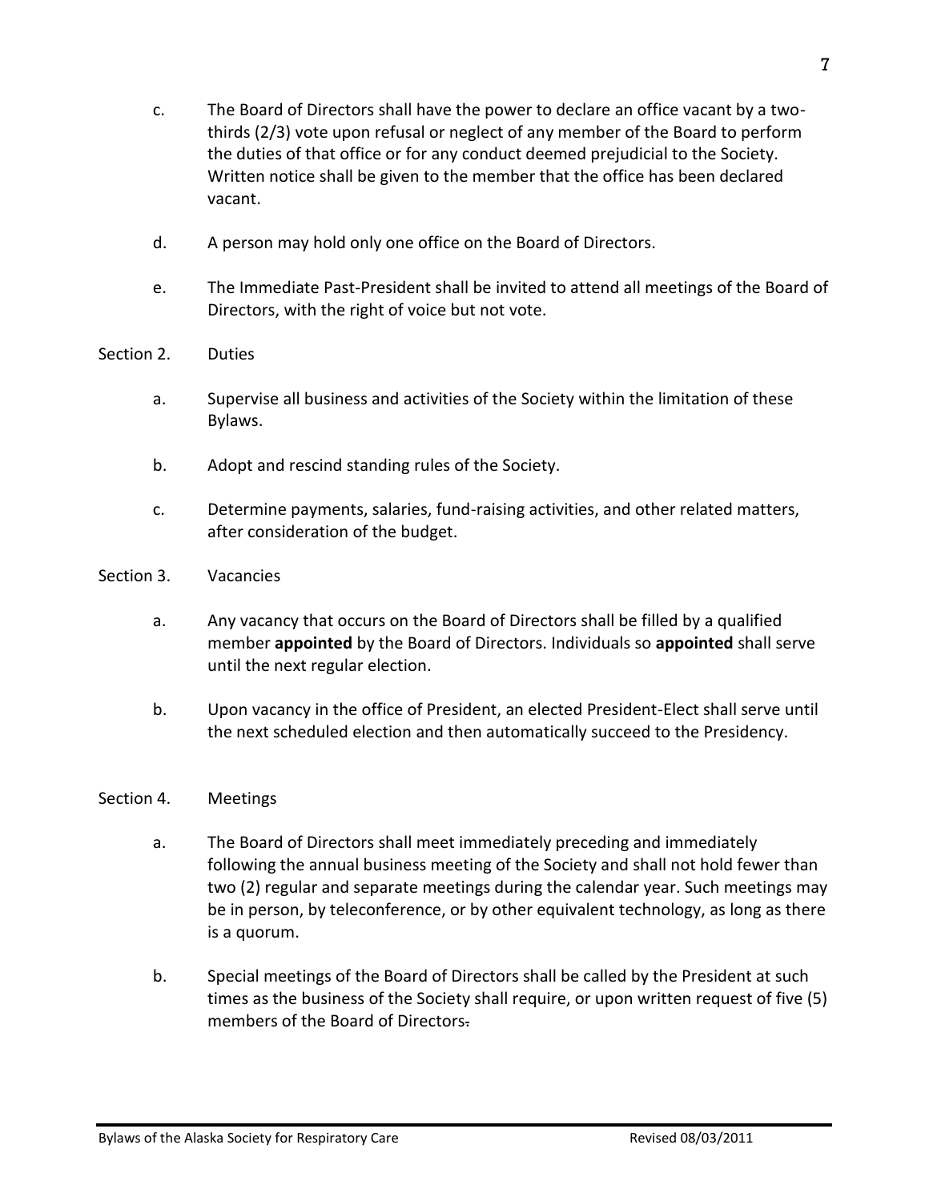c. The Board of Directors shall have the power to declare an office vacant by a two-thirds (2/3) vote upon refusal or neglect of any member of the Board to perform the duties of that office or for any conduct deemed prejudicial to the Society. Written notice shall be given to the member that the office has been declared vacant.

d. A person may hold only one office on the Board of Directors.

e. The Immediate Past-President shall be invited to attend all meetings of the Board of Directors, with the right of voice but not vote.

Section 2. Duties

a. Supervise all business and activities of the Society within the limitation of these Bylaws.

b. Adopt and rescind standing rules of the Society.

c. Determine payments, salaries, fund-raising activities, and other related matters, after consideration of the budget.

Section 3. Vacancies

a. Any vacancy that occurs on the Board of Directors shall be filled by a qualified member **appointed** by the Board of Directors. Individuals so **appointed** shall serve until the next regular election.

b. Upon vacancy in the office of President, an elected President-Elect shall serve until the next scheduled election and then automatically succeed to the Presidency.

Section 4. Meetings

a. The Board of Directors shall meet immediately preceding and immediately following the annual business meeting of the Society and shall not hold fewer than two (2) regular and separate meetings during the calendar year. Such meetings may be in person, by teleconference, or by other equivalent technology, as long as there is a quorum.

b. Special meetings of the Board of Directors shall be called by the President at such times as the business of the Society shall require, or upon written request of five (5) members of the Board of Directors.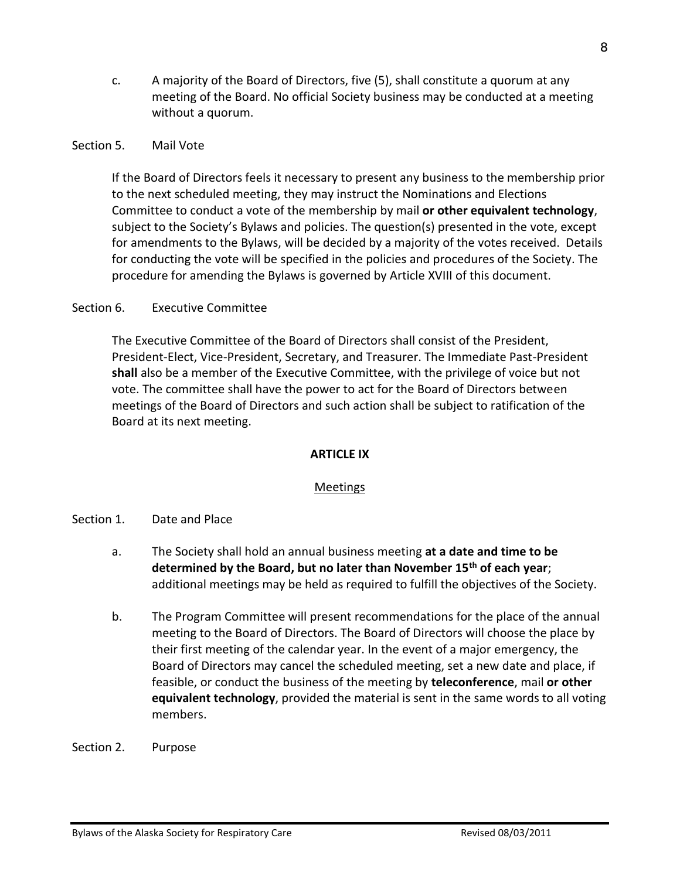c. A majority of the Board of Directors, five (5), shall constitute a quorum at any meeting of the Board. No official Society business may be conducted at a meeting without a quorum.

Section 5. Mail Vote

If the Board of Directors feels it necessary to present any business to the membership prior to the next scheduled meeting, they may instruct the Nominations and Elections Committee to conduct a vote of the membership by mail **or other equivalent technology**, subject to the Society's Bylaws and policies. The question(s) presented in the vote, except for amendments to the Bylaws, will be decided by a majority of the votes received. Details for conducting the vote will be specified in the policies and procedures of the Society. The procedure for amending the Bylaws is governed by Article XVIII of this document.

Section 6. Executive Committee

The Executive Committee of the Board of Directors shall consist of the President, President-Elect, Vice-President, Secretary, and Treasurer. The Immediate Past-President **shall** also be a member of the Executive Committee, with the privilege of voice but not vote. The committee shall have the power to act for the Board of Directors between meetings of the Board of Directors and such action shall be subject to ratification of the Board at its next meeting.

## ARTICLE IX

### Meetings

Section 1. Date and Place

a. The Society shall hold an annual business meeting **at a date and time to be determined by the Board, but no later than November 15th of each year**; additional meetings may be held as required to fulfill the objectives of the Society.

b. The Program Committee will present recommendations for the place of the annual meeting to the Board of Directors. The Board of Directors will choose the place by their first meeting of the calendar year. In the event of a major emergency, the Board of Directors may cancel the scheduled meeting, set a new date and place, if feasible, or conduct the business of the meeting by **teleconference**, mail **or other equivalent technology**, provided the material is sent in the same words to all voting members.

Section 2. Purpose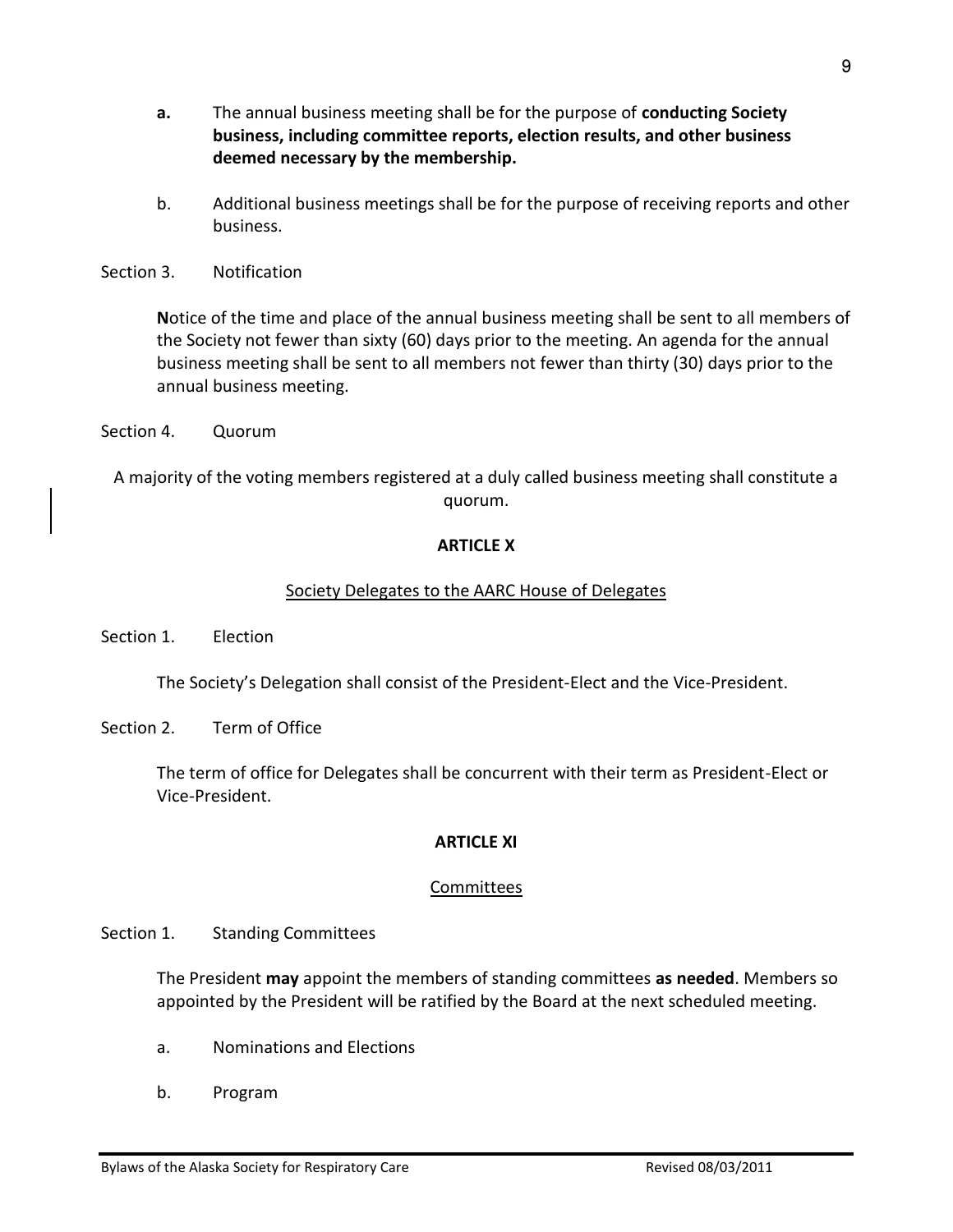a. The annual business meeting shall be for the purpose of **conducting Society business, including committee reports, election results, and other business deemed necessary by the membership.**

b. Additional business meetings shall be for the purpose of receiving reports and other business.

Section 3. Notification

**N**otice of the time and place of the annual business meeting shall be sent to all members of the Society not fewer than sixty (60) days prior to the meeting. An agenda for the annual business meeting shall be sent to all members not fewer than thirty (30) days prior to the annual business meeting.

Section 4. Quorum

A majority of the voting members registered at a duly called business meeting shall constitute a quorum.

## ARTICLE X

Society Delegates to the AARC House of Delegates

Section 1. Election

The Society's Delegation shall consist of the President-Elect and the Vice-President.

Section 2. Term of Office

The term of office for Delegates shall be concurrent with their term as President-Elect or Vice-President.

## ARTICLE XI

Committees

Section 1. Standing Committees

The President **may** appoint the members of standing committees **as needed**. Members so appointed by the President will be ratified by the Board at the next scheduled meeting.

a. Nominations and Elections

b. Program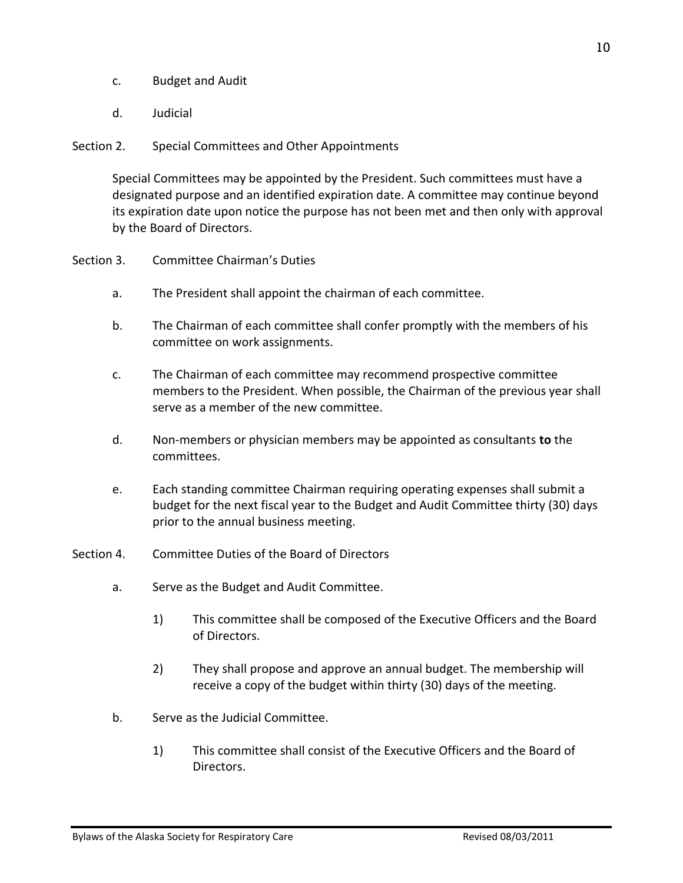c. Budget and Audit

d. Judicial

## Section 2. Special Committees and Other Appointments

Special Committees may be appointed by the President. Such committees must have a designated purpose and an identified expiration date. A committee may continue beyond its expiration date upon notice the purpose has not been met and then only with approval by the Board of Directors.

## Section 3. Committee Chairman's Duties

a. The President shall appoint the chairman of each committee.

b. The Chairman of each committee shall confer promptly with the members of his committee on work assignments.

c. The Chairman of each committee may recommend prospective committee members to the President. When possible, the Chairman of the previous year shall serve as a member of the new committee.

d. Non-members or physician members may be appointed as consultants **to** the committees.

e. Each standing committee Chairman requiring operating expenses shall submit a budget for the next fiscal year to the Budget and Audit Committee thirty (30) days prior to the annual business meeting.

## Section 4. Committee Duties of the Board of Directors

a. Serve as the Budget and Audit Committee.

   1) This committee shall be composed of the Executive Officers and the Board of Directors.

   2) They shall propose and approve an annual budget. The membership will receive a copy of the budget within thirty (30) days of the meeting.

b. Serve as the Judicial Committee.

   1) This committee shall consist of the Executive Officers and the Board of Directors.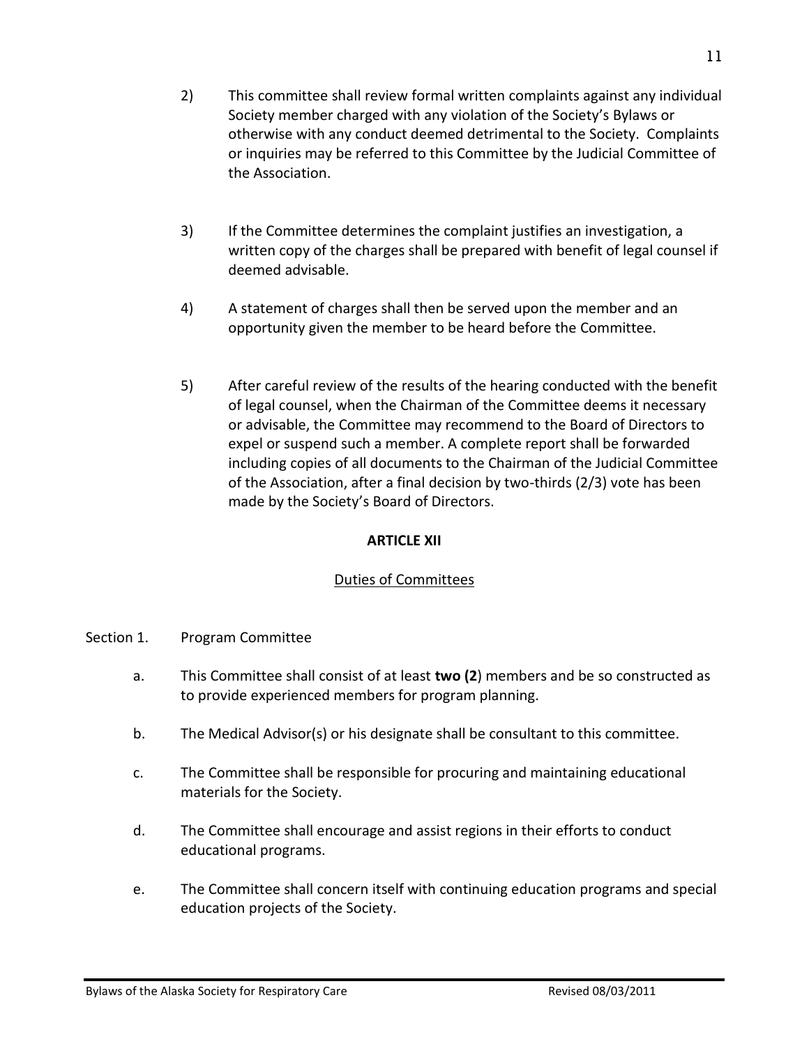2) This committee shall review formal written complaints against any individual Society member charged with any violation of the Society's Bylaws or otherwise with any conduct deemed detrimental to the Society. Complaints or inquiries may be referred to this Committee by the Judicial Committee of the Association.

3) If the Committee determines the complaint justifies an investigation, a written copy of the charges shall be prepared with benefit of legal counsel if deemed advisable.

4) A statement of charges shall then be served upon the member and an opportunity given the member to be heard before the Committee.

5) After careful review of the results of the hearing conducted with the benefit of legal counsel, when the Chairman of the Committee deems it necessary or advisable, the Committee may recommend to the Board of Directors to expel or suspend such a member. A complete report shall be forwarded including copies of all documents to the Chairman of the Judicial Committee of the Association, after a final decision by two-thirds (2/3) vote has been made by the Society's Board of Directors.

## ARTICLE XII

### Duties of Committees

Section 1. Program Committee

a. This Committee shall consist of at least **two (2**) members and be so constructed as to provide experienced members for program planning.

b. The Medical Advisor(s) or his designate shall be consultant to this committee.

c. The Committee shall be responsible for procuring and maintaining educational materials for the Society.

d. The Committee shall encourage and assist regions in their efforts to conduct educational programs.

e. The Committee shall concern itself with continuing education programs and special education projects of the Society.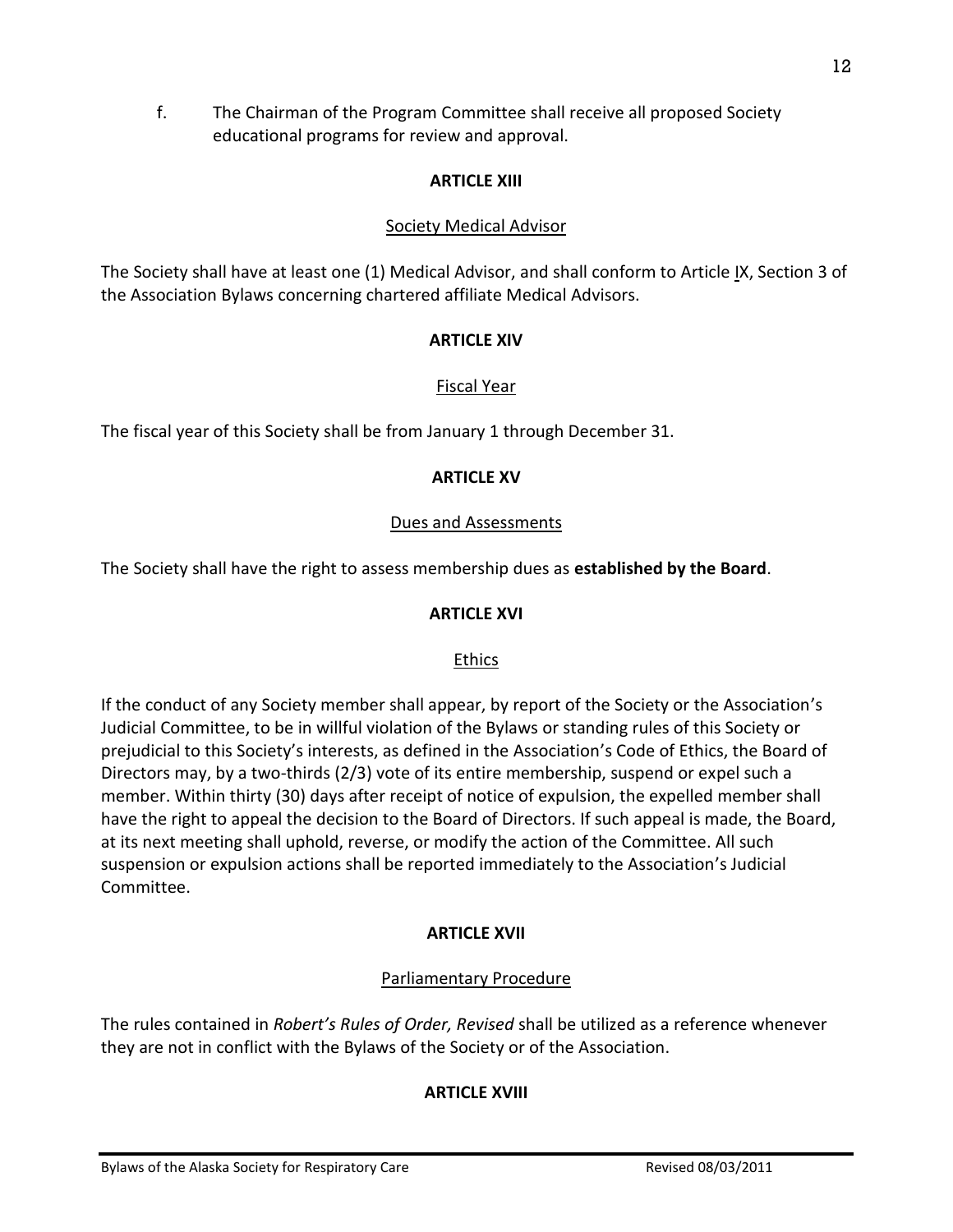f. The Chairman of the Program Committee shall receive all proposed Society educational programs for review and approval.

## ARTICLE XIII

### Society Medical Advisor

The Society shall have at least one (1) Medical Advisor, and shall conform to Article IX, Section 3 of the Association Bylaws concerning chartered affiliate Medical Advisors.

## ARTICLE XIV

### Fiscal Year

The fiscal year of this Society shall be from January 1 through December 31.

## ARTICLE XV

### Dues and Assessments

The Society shall have the right to assess membership dues as **established by the Board**.

## ARTICLE XVI

### Ethics

If the conduct of any Society member shall appear, by report of the Society or the Association's Judicial Committee, to be in willful violation of the Bylaws or standing rules of this Society or prejudicial to this Society's interests, as defined in the Association's Code of Ethics, the Board of Directors may, by a two-thirds (2/3) vote of its entire membership, suspend or expel such a member. Within thirty (30) days after receipt of notice of expulsion, the expelled member shall have the right to appeal the decision to the Board of Directors. If such appeal is made, the Board, at its next meeting shall uphold, reverse, or modify the action of the Committee. All such suspension or expulsion actions shall be reported immediately to the Association's Judicial Committee.

## ARTICLE XVII

### Parliamentary Procedure

The rules contained in *Robert's Rules of Order, Revised* shall be utilized as a reference whenever they are not in conflict with the Bylaws of the Society or of the Association.

## ARTICLE XVIII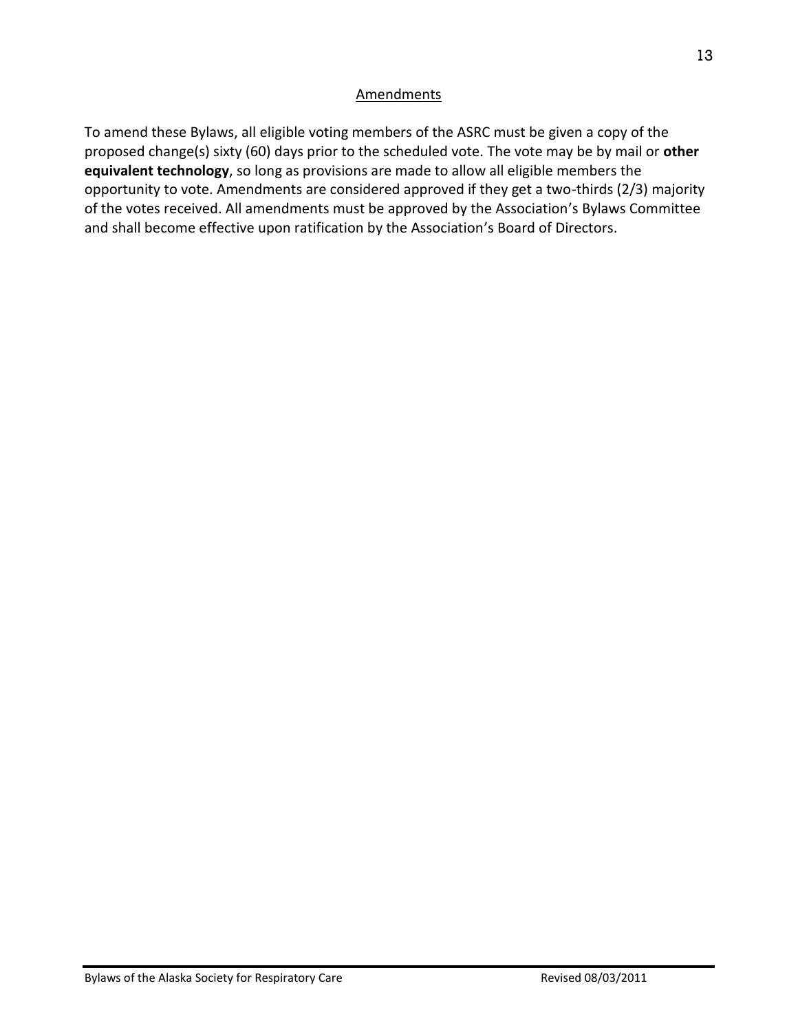## Amendments

To amend these Bylaws, all eligible voting members of the ASRC must be given a copy of the proposed change(s) sixty (60) days prior to the scheduled vote. The vote may be by mail or **other equivalent technology**, so long as provisions are made to allow all eligible members the opportunity to vote. Amendments are considered approved if they get a two-thirds (2/3) majority of the votes received. All amendments must be approved by the Association's Bylaws Committee and shall become effective upon ratification by the Association's Board of Directors.